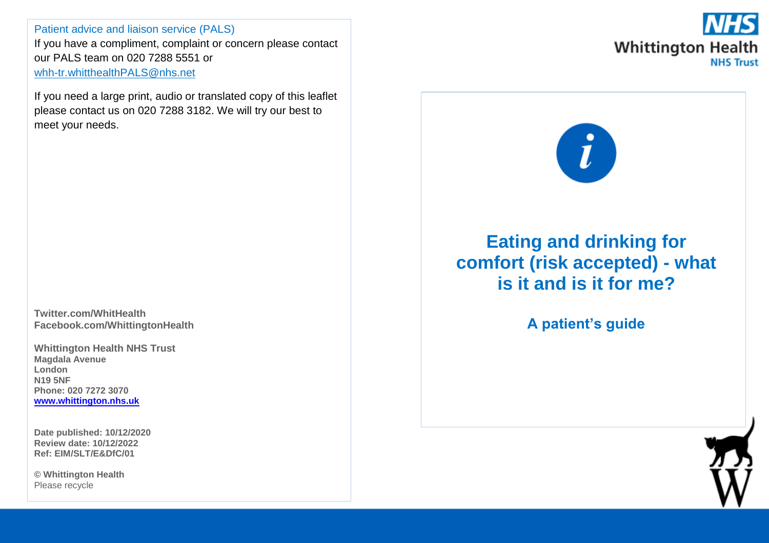Patient advice and liaison service (PALS)

If you have a compliment, complaint or concern please contact our PALS team on 020 7288 5551 or whh-tr.whitthealthPALS@nhs.net

If you need a large print, audio or translated copy of this leaflet please contact us on 020 7288 3182. We will try our best to meet your needs.

**Twitter.com/WhitHealth**
**Facebook.com/WhittingtonHealth**

**Whittington Health NHS Trust**
**Magdala Avenue**
**London**
**N19 5NF**
**Phone: 020 7272 3070**
**www.whittington.nhs.uk**

**Date published: 10/12/2020**
**Review date: 10/12/2022**
**Ref: EIM/SLT/E&DfC/01**

**© Whittington Health**
Please recycle

NHS Whittington Health NHS Trust

# Eating and drinking for comfort (risk accepted) - what is it and is it for me?

## A patient's guide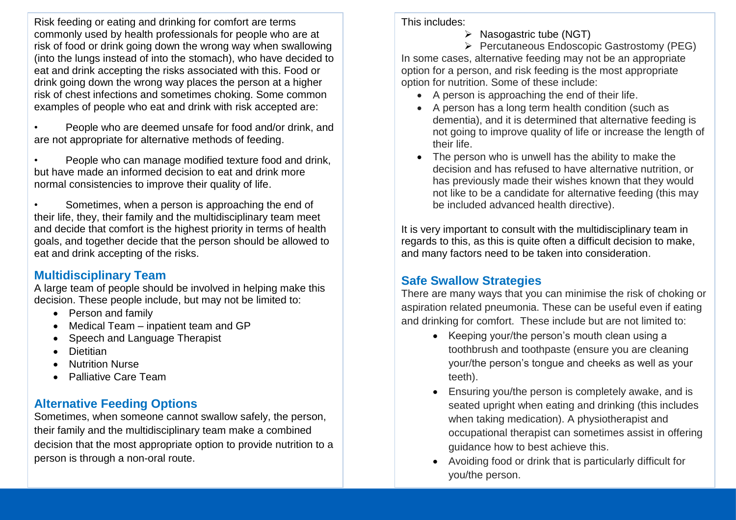Risk feeding or eating and drinking for comfort are terms commonly used by health professionals for people who are at risk of food or drink going down the wrong way when swallowing (into the lungs instead of into the stomach), who have decided to eat and drink accepting the risks associated with this. Food or drink going down the wrong way places the person at a higher risk of chest infections and sometimes choking. Some common examples of people who eat and drink with risk accepted are:

- People who are deemed unsafe for food and/or drink, and are not appropriate for alternative methods of feeding.
- People who can manage modified texture food and drink, but have made an informed decision to eat and drink more normal consistencies to improve their quality of life.
- Sometimes, when a person is approaching the end of their life, they, their family and the multidisciplinary team meet and decide that comfort is the highest priority in terms of health goals, and together decide that the person should be allowed to eat and drink accepting of the risks.

## Multidisciplinary Team

A large team of people should be involved in helping make this decision. These people include, but may not be limited to:

- Person and family
- Medical Team – inpatient team and GP
- Speech and Language Therapist
- Dietitian
- Nutrition Nurse
- Palliative Care Team

## Alternative Feeding Options

Sometimes, when someone cannot swallow safely, the person, their family and the multidisciplinary team make a combined decision that the most appropriate option to provide nutrition to a person is through a non-oral route.

This includes:

- Nasogastric tube (NGT)
- Percutaneous Endoscopic Gastrostomy (PEG)

In some cases, alternative feeding may not be an appropriate option for a person, and risk feeding is the most appropriate option for nutrition. Some of these include:

- A person is approaching the end of their life.
- A person has a long term health condition (such as dementia), and it is determined that alternative feeding is not going to improve quality of life or increase the length of their life.
- The person who is unwell has the ability to make the decision and has refused to have alternative nutrition, or has previously made their wishes known that they would not like to be a candidate for alternative feeding (this may be included advanced health directive).

It is very important to consult with the multidisciplinary team in regards to this, as this is quite often a difficult decision to make, and many factors need to be taken into consideration.

## Safe Swallow Strategies

There are many ways that you can minimise the risk of choking or aspiration related pneumonia. These can be useful even if eating and drinking for comfort. These include but are not limited to:

- Keeping your/the person's mouth clean using a toothbrush and toothpaste (ensure you are cleaning your/the person's tongue and cheeks as well as your teeth).
- Ensuring you/the person is completely awake, and is seated upright when eating and drinking (this includes when taking medication). A physiotherapist and occupational therapist can sometimes assist in offering guidance how to best achieve this.
- Avoiding food or drink that is particularly difficult for you/the person.